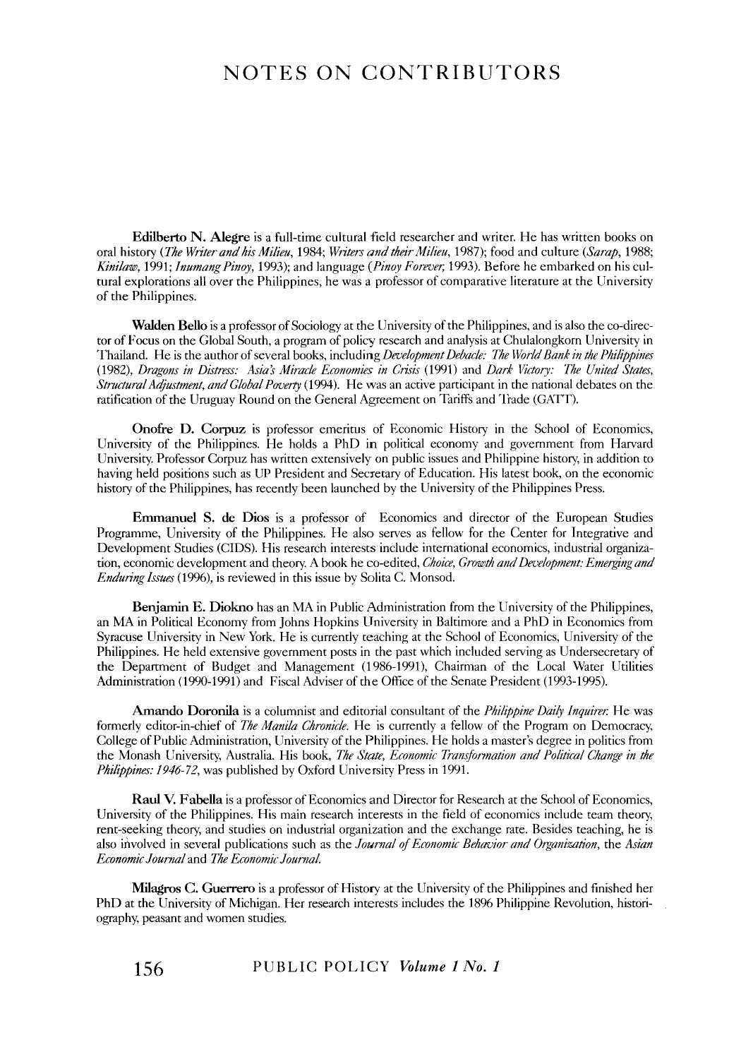# NOTES ON CONTRIBUTORS

**Edilberto N. Alegre** is a full-time cultural field researcher and writer. He has written books on oral history (*The Writer and his Milieu*, 1984; *Writers and their Milieu*, 1987); food and culture (*Sarap*, 1988; *Kinilaw*, 1991; *Inumang Pinoy*, 1993); and language (*Pinoy Forever*, 1993). Before he embarked on his cultural explorations all over the Philippines, he was a professor of comparative literature at the University of the Philippines.

**Walden Bello** is a professor of Sociology at the University of the Philippines, and is also the co-director of Focus on the Global South, a program of policy research and analysis at Chulalongkorn University in Thailand. He is the author of several books, including *Development Debacle: The World Bank in the Philippines* (1982), *Dragons in Distress: Asia's Miracle Economies in Crisis* (1991) and *Dark Victory: The United States, Structural Adjustment, and Global Poverty* (1994). He was an active participant in the national debates on the ratification of the Uruguay Round on the General Agreement on Tariffs and Trade (GATT).

**Onofre D. Corpuz** is professor emeritus of Economic History in the School of Economics, University of the Philippines. He holds a PhD in political economy and government from Harvard University. Professor Corpuz has written extensively on public issues and Philippine history, in addition to having held positions such as UP President and Secretary of Education. His latest book, on the economic history of the Philippines, has recently been launched by the University of the Philippines Press.

**Emmanuel S. de Dios** is a professor of Economics and director of the European Studies Programme, University of the Philippines. He also serves as fellow for the Center for Integrative and Development Studies (CIDS). His research interests include international economics, industrial organization, economic development and theory. A book he co-edited, *Choice, Growth and Development: Emerging and Enduring Issues* (1996), is reviewed in this issue by Solita C. Monsod.

**Benjamin E. Diokno** has an MA in Public Administration from the University of the Philippines, an MA in Political Economy from Johns Hopkins University in Baltimore and a PhD in Economics from Syracuse University in New York. He is currently teaching at the School of Economics, University of the Philippines. He held extensive government posts in the past which included serving as Undersecretary of the Department of Budget and Management (1986-1991), Chairman of the Local Water Utilities Administration (1990-1991) and Fiscal Adviser of the Office of the Senate President (1993-1995).

**Amando Doronila** is a columnist and editorial consultant of the *Philippine Daily Inquirer*. He was formerly editor-in-chief of *The Manila Chronicle*. He is currently a fellow of the Program on Democracy, College of Public Administration, University of the Philippines. He holds a master's degree in politics from the Monash University, Australia. His book, *The State, Economic Transformation and Political Change in the Philippines: 1946-72*, was published by Oxford University Press in 1991.

**Raul V. Fabella** is a professor of Economics and Director for Research at the School of Economics, University of the Philippines. His main research interests in the field of economics include team theory, rent-seeking theory, and studies on industrial organization and the exchange rate. Besides teaching, he is also involved in several publications such as the *Journal of Economic Behavior and Organization*, the *Asian Economic Journal* and *The Economic Journal*.

**Milagros C. Guerrero** is a professor of History at the University of the Philippines and finished her PhD at the University of Michigan. Her research interests includes the 1896 Philippine Revolution, historiography, peasant and women studies.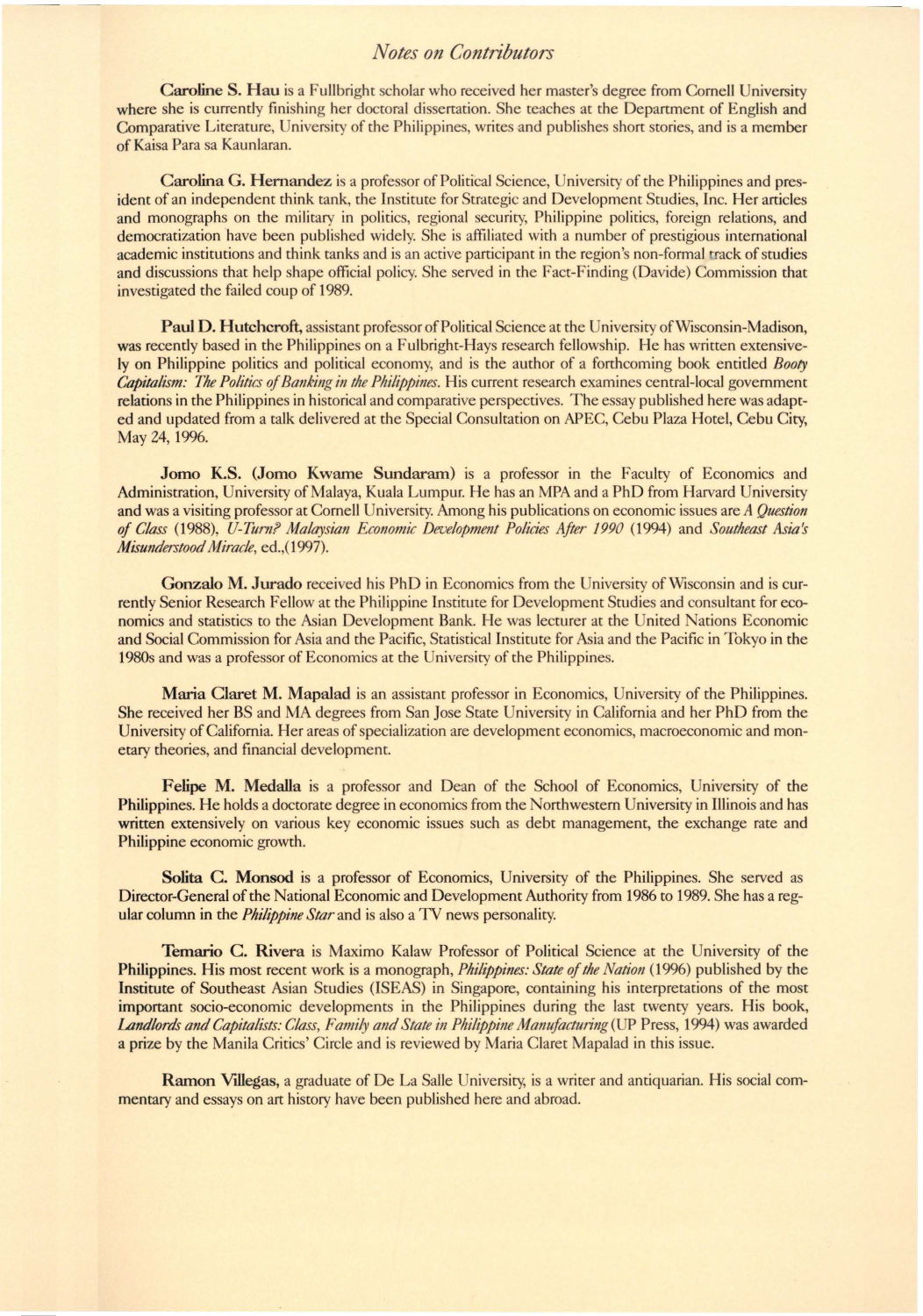# *Notes on Contributors*

**Caroline S. Hau** is a Fullbright scholar who received her master's degree from Cornell University where she is currently finishing her doctoral dissertation. She teaches at the Department of English and Comparative Literature, University of the Philippines, writes and publishes short stories, and is a member of Kaisa Para sa Kaunlaran.

**Carolina G. Hernandez** is a professor of Political Science, University of the Philippines and president of an independent think tank, the Institute for Strategic and Development Studies, Inc. Her articles and monographs on the military in politics, regional security, Philippine politics, foreign relations, and democratization have been published widely. She is affiliated with a number of prestigious international academic institutions and think tanks and is an active participant in the region's non-formal track of studies and discussions that help shape official policy. She served in the Fact-Finding (Davide) Commission that investigated the failed coup of 1989.

**Paul D. Hutchcroft**, assistant professor of Political Science at the University of Wisconsin-Madison, was recently based in the Philippines on a Fulbright-Hays research fellowship. He has written extensively on Philippine politics and political economy, and is the author of a forthcoming book entitled *Booty Capitalism: The Politics of Banking in the Philippines*. His current research examines central-local government relations in the Philippines in historical and comparative perspectives. The essay published here was adapted and updated from a talk delivered at the Special Consultation on APEC, Cebu Plaza Hotel, Cebu City, May 24, 1996.

**Jomo K.S. (Jomo Kwame Sundaram)** is a professor in the Faculty of Economics and Administration, University of Malaya, Kuala Lumpur. He has an MPA and a PhD from Harvard University and was a visiting professor at Cornell University. Among his publications on economic issues are *A Question of Class* (1988), *U-Turn? Malaysian Economic Development Policies After 1990* (1994) and *Southeast Asia's Misunderstood Miracle*, ed.,(1997).

**Gonzalo M. Jurado** received his PhD in Economics from the University of Wisconsin and is currently Senior Research Fellow at the Philippine Institute for Development Studies and consultant for economics and statistics to the Asian Development Bank. He was lecturer at the United Nations Economic and Social Commission for Asia and the Pacific, Statistical Institute for Asia and the Pacific in Tokyo in the 1980s and was a professor of Economics at the University of the Philippines.

**Maria Claret M. Mapalad** is an assistant professor in Economics, University of the Philippines. She received her BS and MA degrees from San Jose State University in California and her PhD from the University of California. Her areas of specialization are development economics, macroeconomic and monetary theories, and financial development.

**Felipe M. Medalla** is a professor and Dean of the School of Economics, University of the Philippines. He holds a doctorate degree in economics from the Northwestern University in Illinois and has written extensively on various key economic issues such as debt management, the exchange rate and Philippine economic growth.

**Solita C. Monsod** is a professor of Economics, University of the Philippines. She served as Director-General of the National Economic and Development Authority from 1986 to 1989. She has a regular column in the *Philippine Star* and is also a TV news personality.

**Temario C. Rivera** is Maximo Kalaw Professor of Political Science at the University of the Philippines. His most recent work is a monograph, *Philippines: State of the Nation* (1996) published by the Institute of Southeast Asian Studies (ISEAS) in Singapore, containing his interpretations of the most important socio-economic developments in the Philippines during the last twenty years. His book, *Landlords and Capitalists: Class, Family and State in Philippine Manufacturing* (UP Press, 1994) was awarded a prize by the Manila Critics' Circle and is reviewed by Maria Claret Mapalad in this issue.

**Ramon Villegas**, a graduate of De La Salle University, is a writer and antiquarian. His social commentary and essays on art history have been published here and abroad.